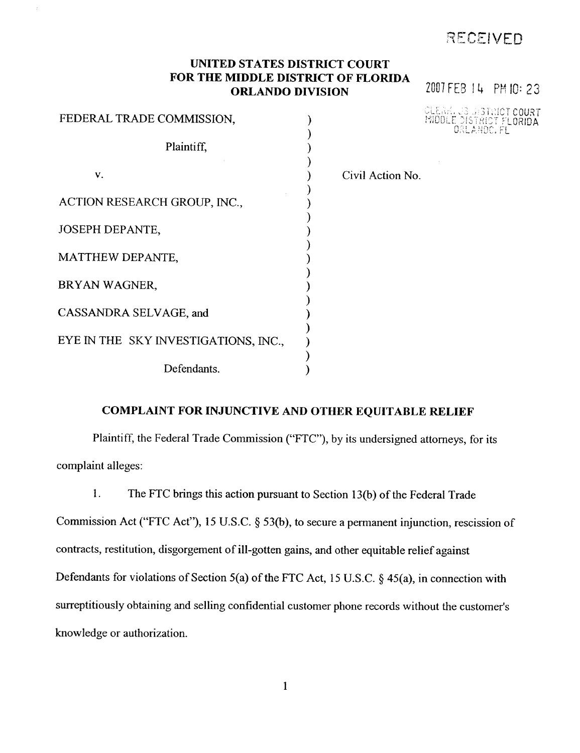RECEIVED

**UNITED STATES DISTRICT COURT**
**FOR THE MIDDLE DISTRICT OF FLORIDA**
**ORLANDO DIVISION**

2007 FEB 14 PM 10: 23

CLERK, US DISTRICT COURT
MIDDLE DISTRICT FLORIDA
ORLANDO, FL

| | | |
|---|---|---|
| FEDERAL TRADE COMMISSION, | ) | |
| | ) | |
| Plaintiff, | ) | |
| | ) | |
| v. | ) | Civil Action No. |
| | ) | |
| ACTION RESEARCH GROUP, INC., | ) | |
| | ) | |
| JOSEPH DEPANTE, | ) | |
| | ) | |
| MATTHEW DEPANTE, | ) | |
| | ) | |
| BRYAN WAGNER, | ) | |
| | ) | |
| CASSANDRA SELVAGE, and | ) | |
| | ) | |
| EYE IN THE SKY INVESTIGATIONS, INC., | ) | |
| | ) | |
| Defendants. | ) | |

## COMPLAINT FOR INJUNCTIVE AND OTHER EQUITABLE RELIEF

Plaintiff, the Federal Trade Commission ("FTC"), by its undersigned attorneys, for its complaint alleges:

1. The FTC brings this action pursuant to Section 13(b) of the Federal Trade Commission Act ("FTC Act"), 15 U.S.C. § 53(b), to secure a permanent injunction, rescission of contracts, restitution, disgorgement of ill-gotten gains, and other equitable relief against Defendants for violations of Section 5(a) of the FTC Act, 15 U.S.C. § 45(a), in connection with surreptitiously obtaining and selling confidential customer phone records without the customer's knowledge or authorization.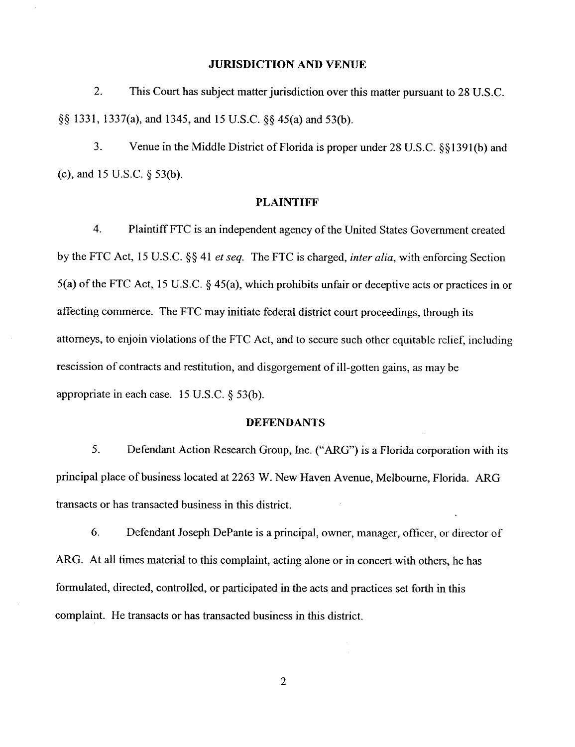## JURISDICTION AND VENUE

2. This Court has subject matter jurisdiction over this matter pursuant to 28 U.S.C. §§ 1331, 1337(a), and 1345, and 15 U.S.C. §§ 45(a) and 53(b).

3. Venue in the Middle District of Florida is proper under 28 U.S.C. §§1391(b) and (c), and 15 U.S.C. § 53(b).

## PLAINTIFF

4. Plaintiff FTC is an independent agency of the United States Government created by the FTC Act, 15 U.S.C. §§ 41 *et seq.* The FTC is charged, *inter alia*, with enforcing Section 5(a) of the FTC Act, 15 U.S.C. § 45(a), which prohibits unfair or deceptive acts or practices in or affecting commerce. The FTC may initiate federal district court proceedings, through its attorneys, to enjoin violations of the FTC Act, and to secure such other equitable relief, including rescission of contracts and restitution, and disgorgement of ill-gotten gains, as may be appropriate in each case. 15 U.S.C. § 53(b).

## DEFENDANTS

5. Defendant Action Research Group, Inc. ("ARG") is a Florida corporation with its principal place of business located at 2263 W. New Haven Avenue, Melbourne, Florida. ARG transacts or has transacted business in this district.

6. Defendant Joseph DePante is a principal, owner, manager, officer, or director of ARG. At all times material to this complaint, acting alone or in concert with others, he has formulated, directed, controlled, or participated in the acts and practices set forth in this complaint. He transacts or has transacted business in this district.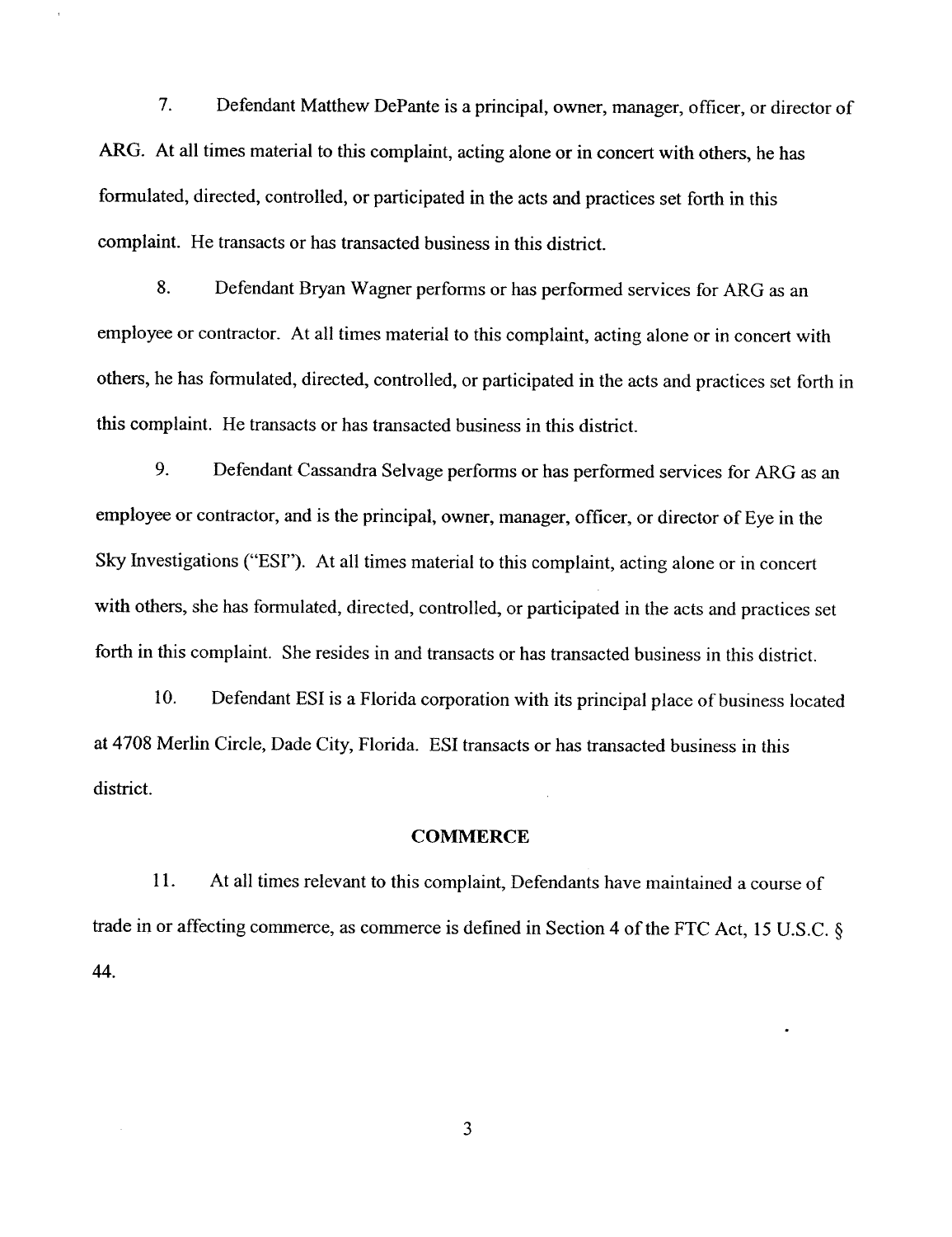7. Defendant Matthew DePante is a principal, owner, manager, officer, or director of ARG. At all times material to this complaint, acting alone or in concert with others, he has formulated, directed, controlled, or participated in the acts and practices set forth in this complaint. He transacts or has transacted business in this district.

8. Defendant Bryan Wagner performs or has performed services for ARG as an employee or contractor. At all times material to this complaint, acting alone or in concert with others, he has formulated, directed, controlled, or participated in the acts and practices set forth in this complaint. He transacts or has transacted business in this district.

9. Defendant Cassandra Selvage performs or has performed services for ARG as an employee or contractor, and is the principal, owner, manager, officer, or director of Eye in the Sky Investigations ("ESI"). At all times material to this complaint, acting alone or in concert with others, she has formulated, directed, controlled, or participated in the acts and practices set forth in this complaint. She resides in and transacts or has transacted business in this district.

10. Defendant ESI is a Florida corporation with its principal place of business located at 4708 Merlin Circle, Dade City, Florida. ESI transacts or has transacted business in this district.

## COMMERCE

11. At all times relevant to this complaint, Defendants have maintained a course of trade in or affecting commerce, as commerce is defined in Section 4 of the FTC Act, 15 U.S.C. § 44.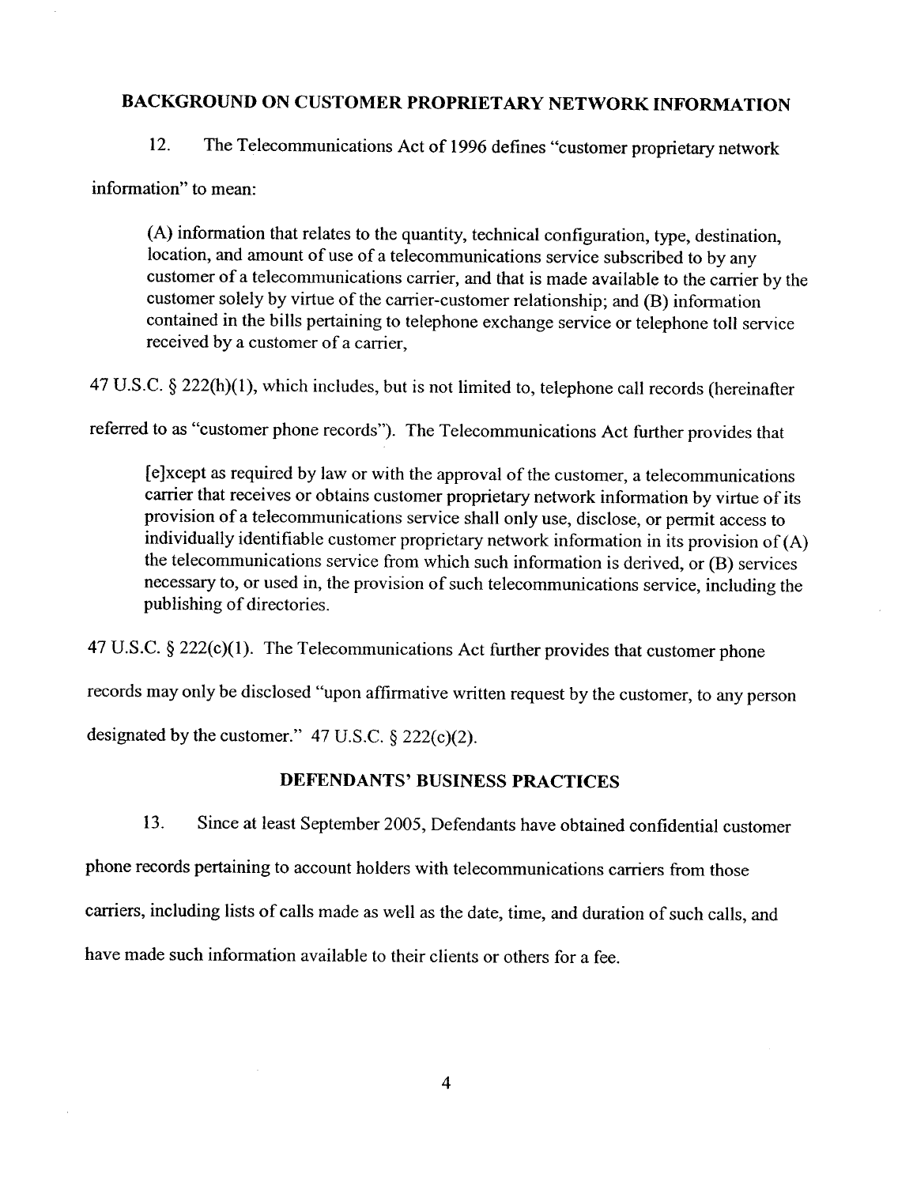## BACKGROUND ON CUSTOMER PROPRIETARY NETWORK INFORMATION

12. The Telecommunications Act of 1996 defines "customer proprietary network information" to mean:

> (A) information that relates to the quantity, technical configuration, type, destination, location, and amount of use of a telecommunications service subscribed to by any customer of a telecommunications carrier, and that is made available to the carrier by the customer solely by virtue of the carrier-customer relationship; and (B) information contained in the bills pertaining to telephone exchange service or telephone toll service received by a customer of a carrier,

47 U.S.C. § 222(h)(1), which includes, but is not limited to, telephone call records (hereinafter referred to as "customer phone records"). The Telecommunications Act further provides that

> [e]xcept as required by law or with the approval of the customer, a telecommunications carrier that receives or obtains customer proprietary network information by virtue of its provision of a telecommunications service shall only use, disclose, or permit access to individually identifiable customer proprietary network information in its provision of (A) the telecommunications service from which such information is derived, or (B) services necessary to, or used in, the provision of such telecommunications service, including the publishing of directories.

47 U.S.C. § 222(c)(1). The Telecommunications Act further provides that customer phone records may only be disclosed "upon affirmative written request by the customer, to any person designated by the customer." 47 U.S.C. § 222(c)(2).

## DEFENDANTS' BUSINESS PRACTICES

13. Since at least September 2005, Defendants have obtained confidential customer phone records pertaining to account holders with telecommunications carriers from those carriers, including lists of calls made as well as the date, time, and duration of such calls, and have made such information available to their clients or others for a fee.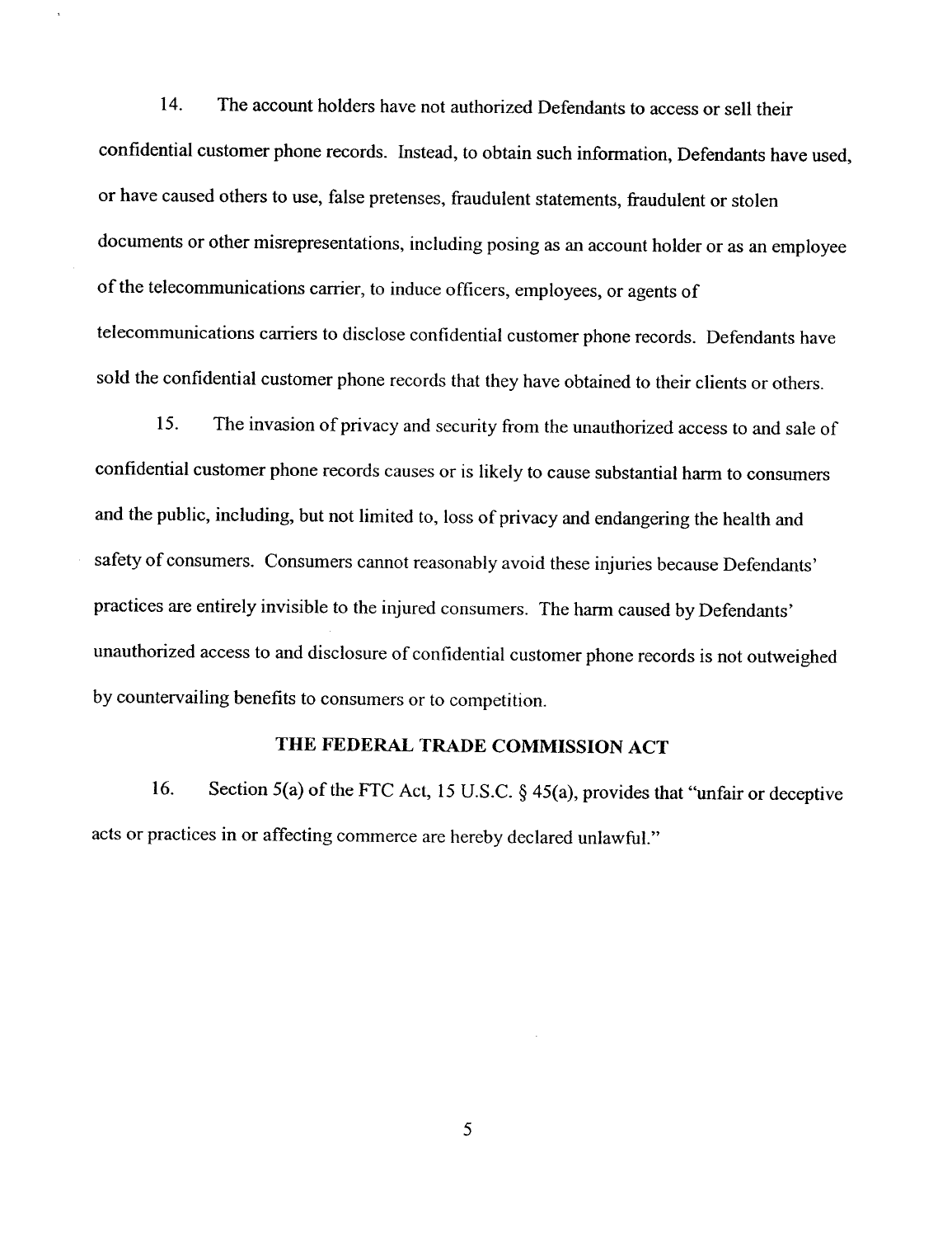14. The account holders have not authorized Defendants to access or sell their confidential customer phone records. Instead, to obtain such information, Defendants have used, or have caused others to use, false pretenses, fraudulent statements, fraudulent or stolen documents or other misrepresentations, including posing as an account holder or as an employee of the telecommunications carrier, to induce officers, employees, or agents of telecommunications carriers to disclose confidential customer phone records. Defendants have sold the confidential customer phone records that they have obtained to their clients or others.

15. The invasion of privacy and security from the unauthorized access to and sale of confidential customer phone records causes or is likely to cause substantial harm to consumers and the public, including, but not limited to, loss of privacy and endangering the health and safety of consumers. Consumers cannot reasonably avoid these injuries because Defendants' practices are entirely invisible to the injured consumers. The harm caused by Defendants' unauthorized access to and disclosure of confidential customer phone records is not outweighed by countervailing benefits to consumers or to competition.

## THE FEDERAL TRADE COMMISSION ACT

16. Section 5(a) of the FTC Act, 15 U.S.C. § 45(a), provides that "unfair or deceptive acts or practices in or affecting commerce are hereby declared unlawful."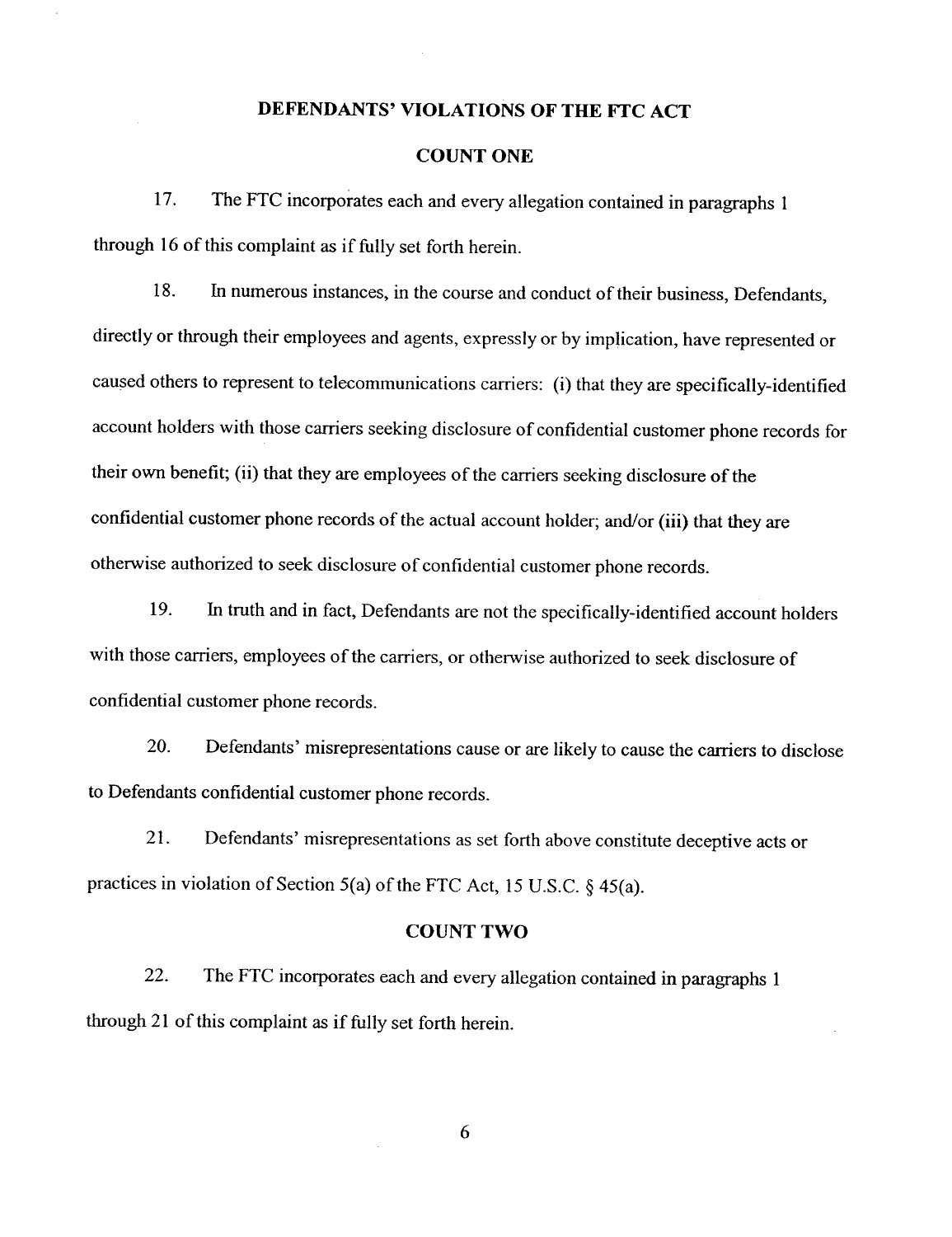## DEFENDANTS' VIOLATIONS OF THE FTC ACT

### COUNT ONE

17. The FTC incorporates each and every allegation contained in paragraphs 1 through 16 of this complaint as if fully set forth herein.

18. In numerous instances, in the course and conduct of their business, Defendants, directly or through their employees and agents, expressly or by implication, have represented or caused others to represent to telecommunications carriers: (i) that they are specifically-identified account holders with those carriers seeking disclosure of confidential customer phone records for their own benefit; (ii) that they are employees of the carriers seeking disclosure of the confidential customer phone records of the actual account holder; and/or (iii) that they are otherwise authorized to seek disclosure of confidential customer phone records.

19. In truth and in fact, Defendants are not the specifically-identified account holders with those carriers, employees of the carriers, or otherwise authorized to seek disclosure of confidential customer phone records.

20. Defendants' misrepresentations cause or are likely to cause the carriers to disclose to Defendants confidential customer phone records.

21. Defendants' misrepresentations as set forth above constitute deceptive acts or practices in violation of Section 5(a) of the FTC Act, 15 U.S.C. § 45(a).

### COUNT TWO

22. The FTC incorporates each and every allegation contained in paragraphs 1 through 21 of this complaint as if fully set forth herein.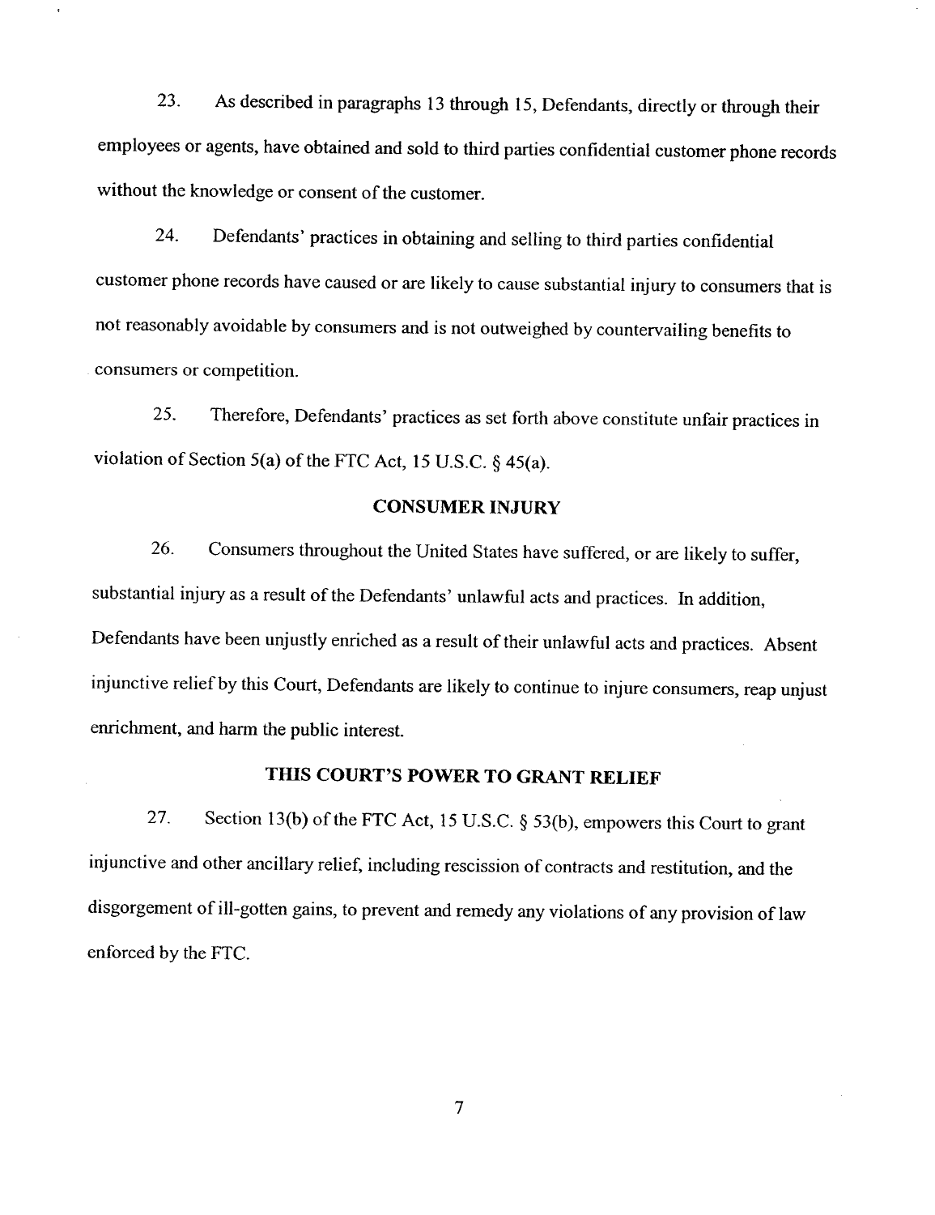23. As described in paragraphs 13 through 15, Defendants, directly or through their employees or agents, have obtained and sold to third parties confidential customer phone records without the knowledge or consent of the customer.

24. Defendants' practices in obtaining and selling to third parties confidential customer phone records have caused or are likely to cause substantial injury to consumers that is not reasonably avoidable by consumers and is not outweighed by countervailing benefits to consumers or competition.

25. Therefore, Defendants' practices as set forth above constitute unfair practices in violation of Section 5(a) of the FTC Act, 15 U.S.C. § 45(a).

## CONSUMER INJURY

26. Consumers throughout the United States have suffered, or are likely to suffer, substantial injury as a result of the Defendants' unlawful acts and practices. In addition, Defendants have been unjustly enriched as a result of their unlawful acts and practices. Absent injunctive relief by this Court, Defendants are likely to continue to injure consumers, reap unjust enrichment, and harm the public interest.

## THIS COURT'S POWER TO GRANT RELIEF

27. Section 13(b) of the FTC Act, 15 U.S.C. § 53(b), empowers this Court to grant injunctive and other ancillary relief, including rescission of contracts and restitution, and the disgorgement of ill-gotten gains, to prevent and remedy any violations of any provision of law enforced by the FTC.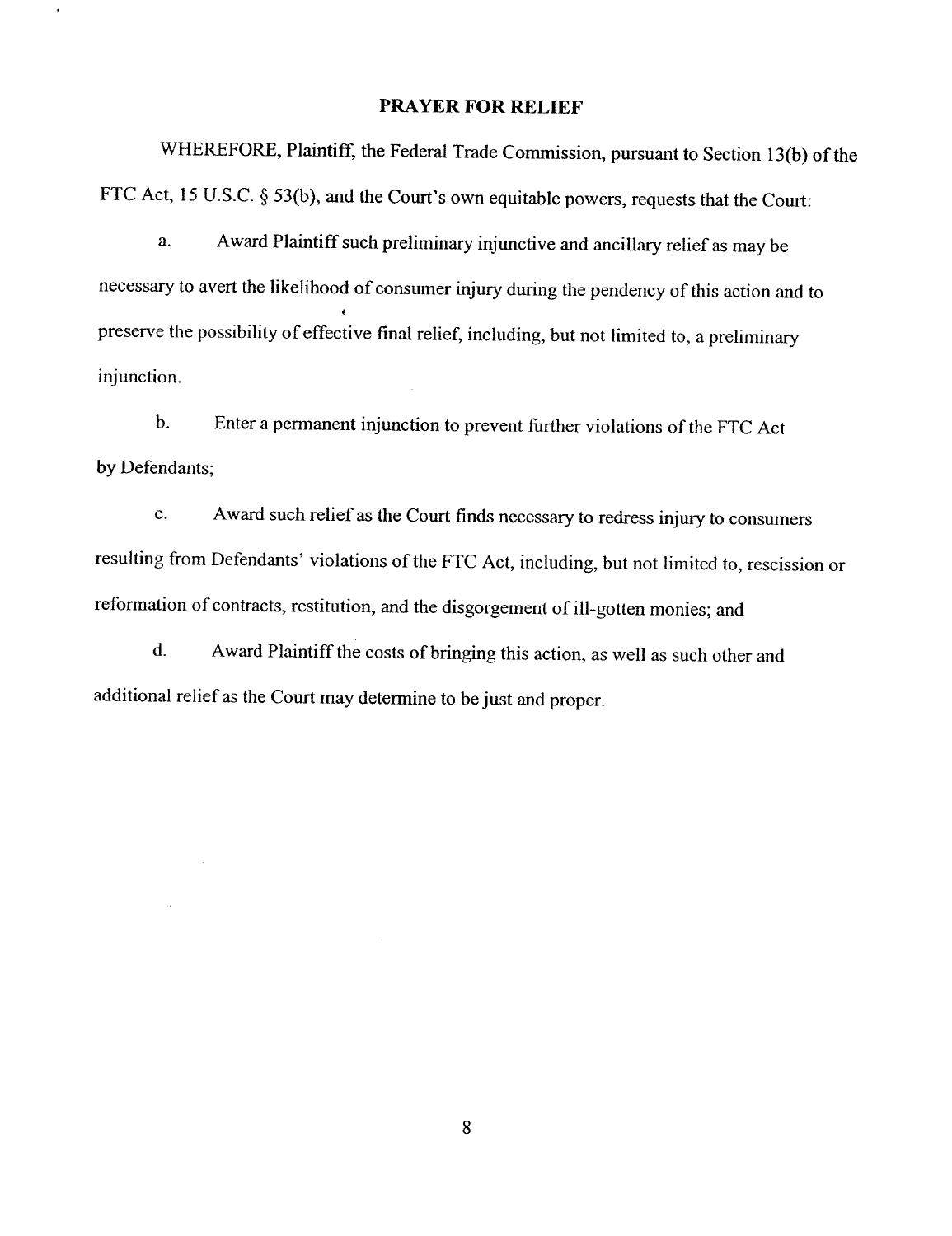## PRAYER FOR RELIEF

WHEREFORE, Plaintiff, the Federal Trade Commission, pursuant to Section 13(b) of the FTC Act, 15 U.S.C. § 53(b), and the Court's own equitable powers, requests that the Court:

a. Award Plaintiff such preliminary injunctive and ancillary relief as may be necessary to avert the likelihood of consumer injury during the pendency of this action and to preserve the possibility of effective final relief, including, but not limited to, a preliminary injunction.

b. Enter a permanent injunction to prevent further violations of the FTC Act by Defendants;

c. Award such relief as the Court finds necessary to redress injury to consumers resulting from Defendants' violations of the FTC Act, including, but not limited to, rescission or reformation of contracts, restitution, and the disgorgement of ill-gotten monies; and

d. Award Plaintiff the costs of bringing this action, as well as such other and additional relief as the Court may determine to be just and proper.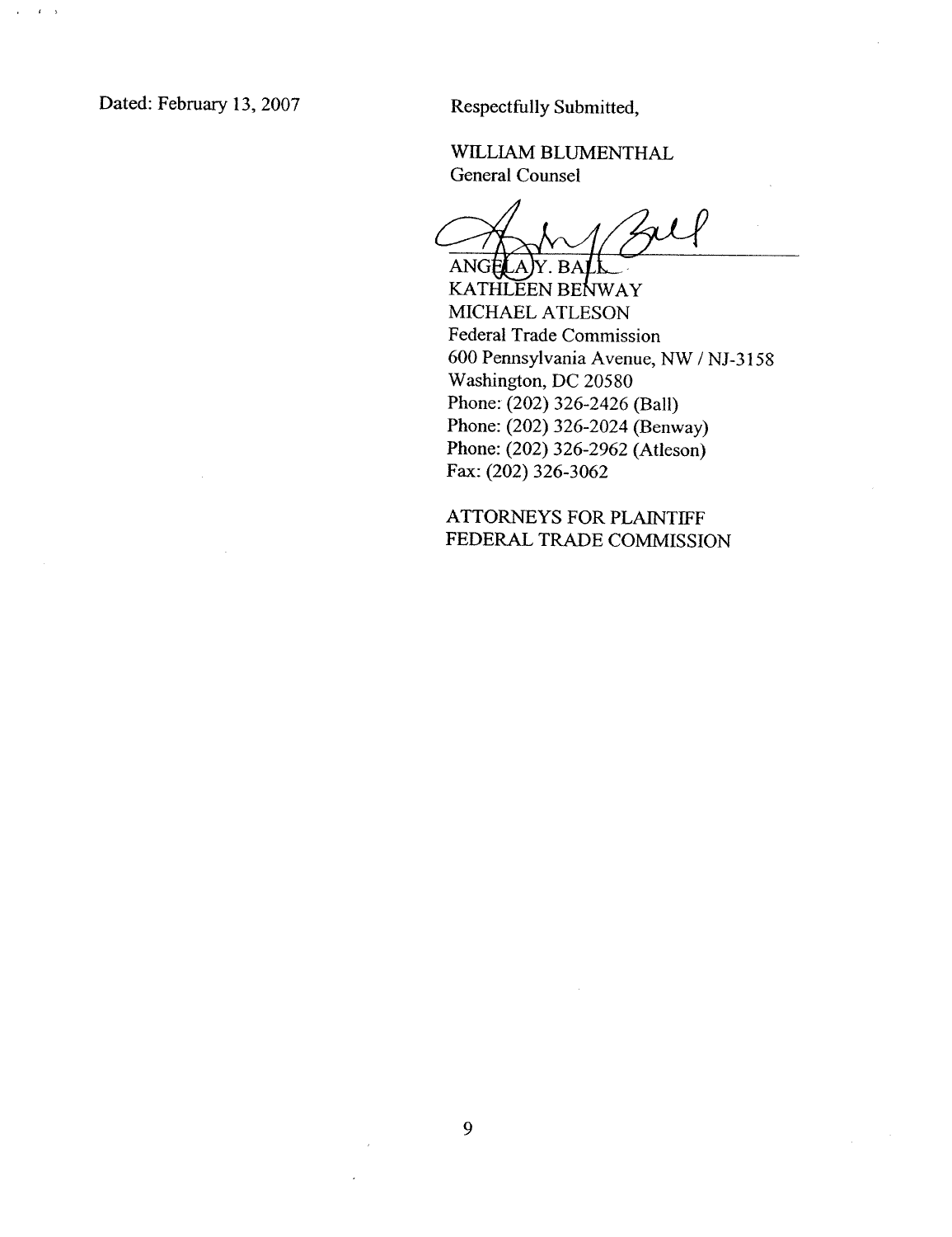Dated: February 13, 2007

Respectfully Submitted,

WILLIAM BLUMENTHAL
General Counsel

ANGELA Y. BALL
KATHLEEN BENWAY
MICHAEL ATLESON
Federal Trade Commission
600 Pennsylvania Avenue, NW / NJ-3158
Washington, DC 20580
Phone: (202) 326-2426 (Ball)
Phone: (202) 326-2024 (Benway)
Phone: (202) 326-2962 (Atleson)
Fax: (202) 326-3062

ATTORNEYS FOR PLAINTIFF
FEDERAL TRADE COMMISSION